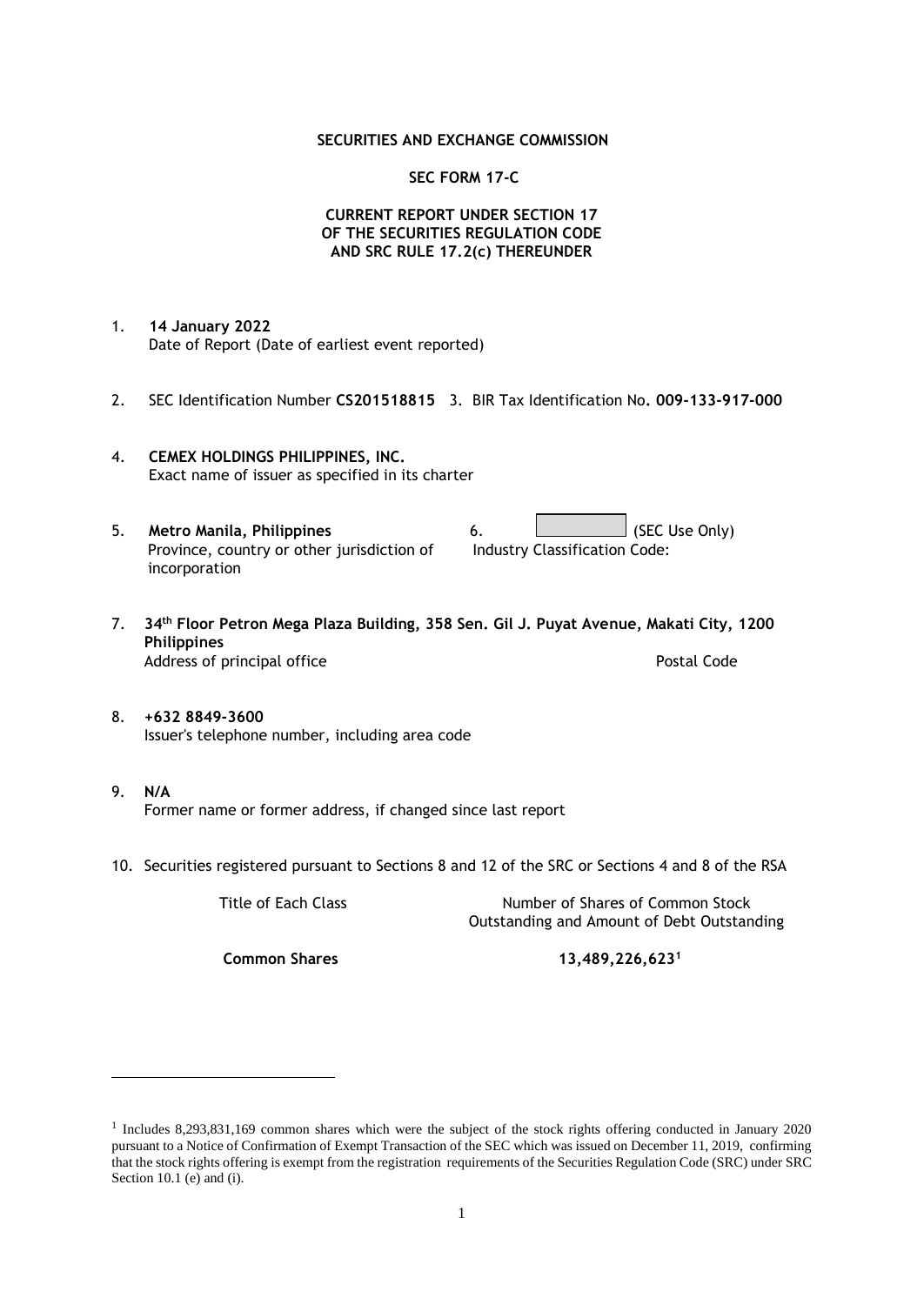**SECURITIES AND EXCHANGE COMMISSION**

**SEC FORM 17-C**

**CURRENT REPORT UNDER SECTION 17
OF THE SECURITIES REGULATION CODE
AND SRC RULE 17.2(c) THEREUNDER**

1. **14 January 2022**
   Date of Report (Date of earliest event reported)

2. SEC Identification Number **CS201518815** 3. BIR Tax Identification No**. 009-133-917-000**

4. **CEMEX HOLDINGS PHILIPPINES, INC.**
   Exact name of issuer as specified in its charter

5. **Metro Manila, Philippines**
   Province, country or other jurisdiction of incorporation

6. (SEC Use Only)
   Industry Classification Code:

7. **34th Floor Petron Mega Plaza Building, 358 Sen. Gil J. Puyat Avenue, Makati City, 1200 Philippines**
   Address of principal office    Postal Code

8. **+632 8849-3600**
   Issuer's telephone number, including area code

9. **N/A**
   Former name or former address, if changed since last report

10. Securities registered pursuant to Sections 8 and 12 of the SRC or Sections 4 and 8 of the RSA

| Title of Each Class | Number of Shares of Common Stock Outstanding and Amount of Debt Outstanding |
|---|---|
| **Common Shares** | **13,489,226,623**[1] |

[1] Includes 8,293,831,169 common shares which were the subject of the stock rights offering conducted in January 2020 pursuant to a Notice of Confirmation of Exempt Transaction of the SEC which was issued on December 11, 2019, confirming that the stock rights offering is exempt from the registration requirements of the Securities Regulation Code (SRC) under SRC Section 10.1 (e) and (i).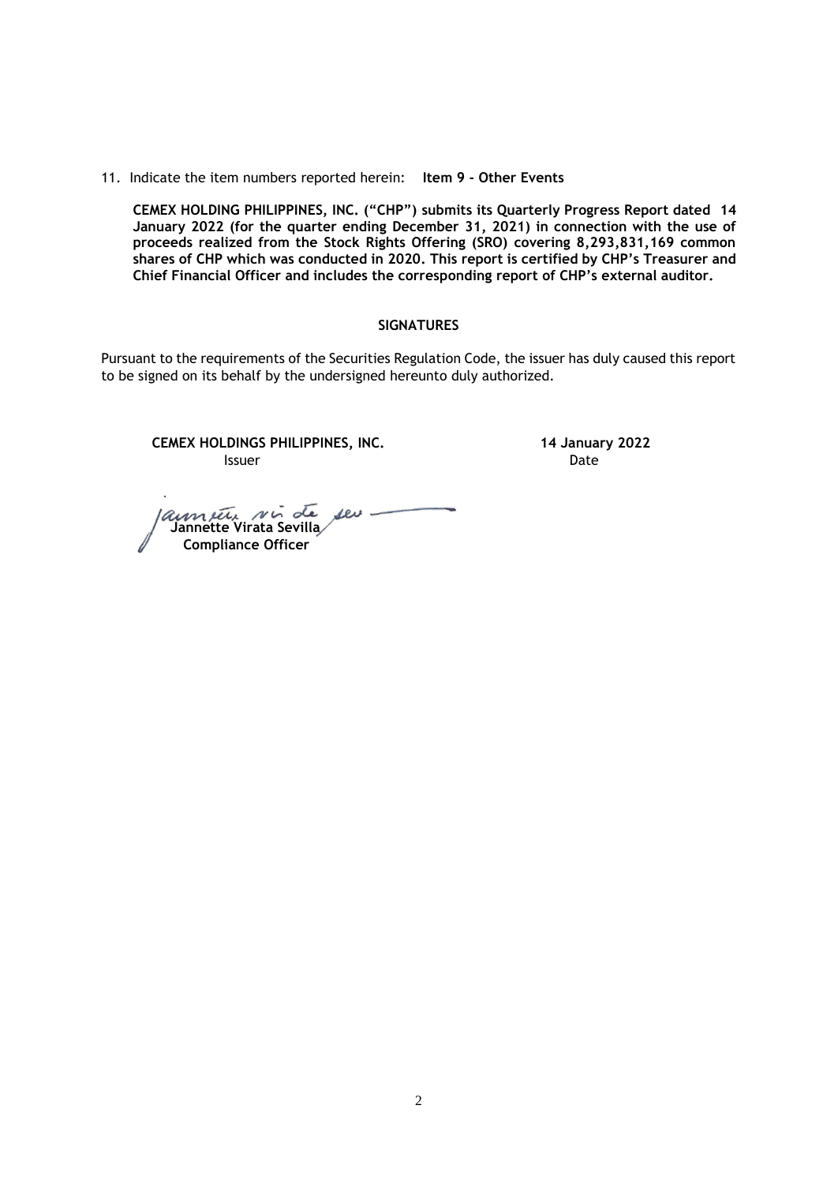11. Indicate the item numbers reported herein: **Item 9 - Other Events**

**CEMEX HOLDING PHILIPPINES, INC. ("CHP") submits its Quarterly Progress Report dated 14 January 2022 (for the quarter ending December 31, 2021) in connection with the use of proceeds realized from the Stock Rights Offering (SRO) covering 8,293,831,169 common shares of CHP which was conducted in 2020. This report is certified by CHP's Treasurer and Chief Financial Officer and includes the corresponding report of CHP's external auditor.**

**SIGNATURES**

Pursuant to the requirements of the Securities Regulation Code, the issuer has duly caused this report to be signed on its behalf by the undersigned hereunto duly authorized.

**CEMEX HOLDINGS PHILIPPINES, INC.**
Issuer

**14 January 2022**
Date

**Jannette Virata Sevilla**
**Compliance Officer**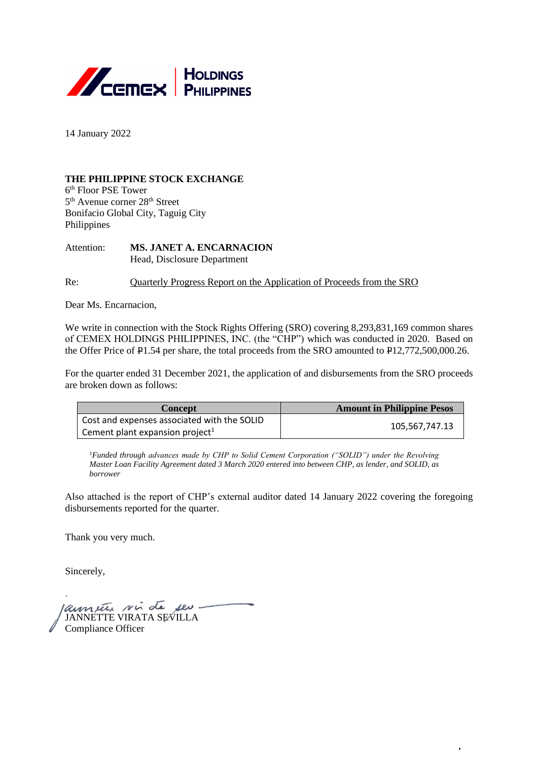**CEMEX | HOLDINGS PHILIPPINES**

14 January 2022

**THE PHILIPPINE STOCK EXCHANGE**
6th Floor PSE Tower
5th Avenue corner 28th Street
Bonifacio Global City, Taguig City
Philippines

Attention: **MS. JANET A. ENCARNACION**
Head, Disclosure Department

Re: Quarterly Progress Report on the Application of Proceeds from the SRO

Dear Ms. Encarnacion,

We write in connection with the Stock Rights Offering (SRO) covering 8,293,831,169 common shares of CEMEX HOLDINGS PHILIPPINES, INC. (the "CHP") which was conducted in 2020. Based on the Offer Price of ₱1.54 per share, the total proceeds from the SRO amounted to ₱12,772,500,000.26.

For the quarter ended 31 December 2021, the application of and disbursements from the SRO proceeds are broken down as follows:

| Concept | Amount in Philippine Pesos |
|---|---|
| Cost and expenses associated with the SOLID Cement plant expansion project[1] | 105,567,747.13 |

[1]*Funded through advances made by CHP to Solid Cement Corporation ("SOLID") under the Revolving Master Loan Facility Agreement dated 3 March 2020 entered into between CHP, as lender, and SOLID, as borrower*

Also attached is the report of CHP's external auditor dated 14 January 2022 covering the foregoing disbursements reported for the quarter.

Thank you very much.

Sincerely,

JANNETTE VIRATA SEVILLA
Compliance Officer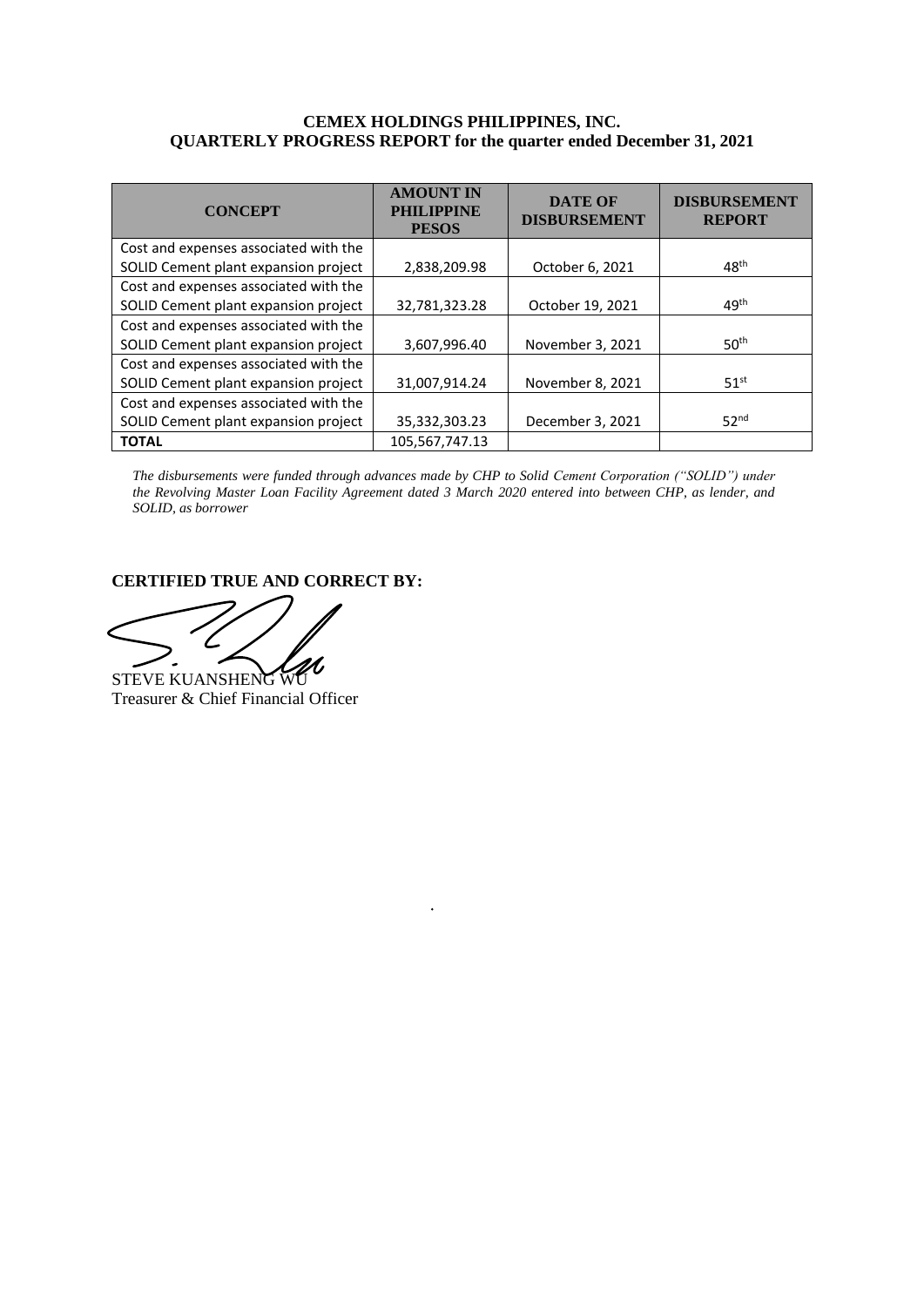**CEMEX HOLDINGS PHILIPPINES, INC.**
**QUARTERLY PROGRESS REPORT for the quarter ended December 31, 2021**

| CONCEPT | AMOUNT IN PHILIPPINE PESOS | DATE OF DISBURSEMENT | DISBURSEMENT REPORT |
|---|---|---|---|
| Cost and expenses associated with the SOLID Cement plant expansion project | 2,838,209.98 | October 6, 2021 | 48th |
| Cost and expenses associated with the SOLID Cement plant expansion project | 32,781,323.28 | October 19, 2021 | 49th |
| Cost and expenses associated with the SOLID Cement plant expansion project | 3,607,996.40 | November 3, 2021 | 50th |
| Cost and expenses associated with the SOLID Cement plant expansion project | 31,007,914.24 | November 8, 2021 | 51st |
| Cost and expenses associated with the SOLID Cement plant expansion project | 35,332,303.23 | December 3, 2021 | 52nd |
| **TOTAL** | 105,567,747.13 | | |

*The disbursements were funded through advances made by CHP to Solid Cement Corporation ("SOLID") under the Revolving Master Loan Facility Agreement dated 3 March 2020 entered into between CHP, as lender, and SOLID, as borrower*

**CERTIFIED TRUE AND CORRECT BY:**

STEVE KUANSHENG WU
Treasurer & Chief Financial Officer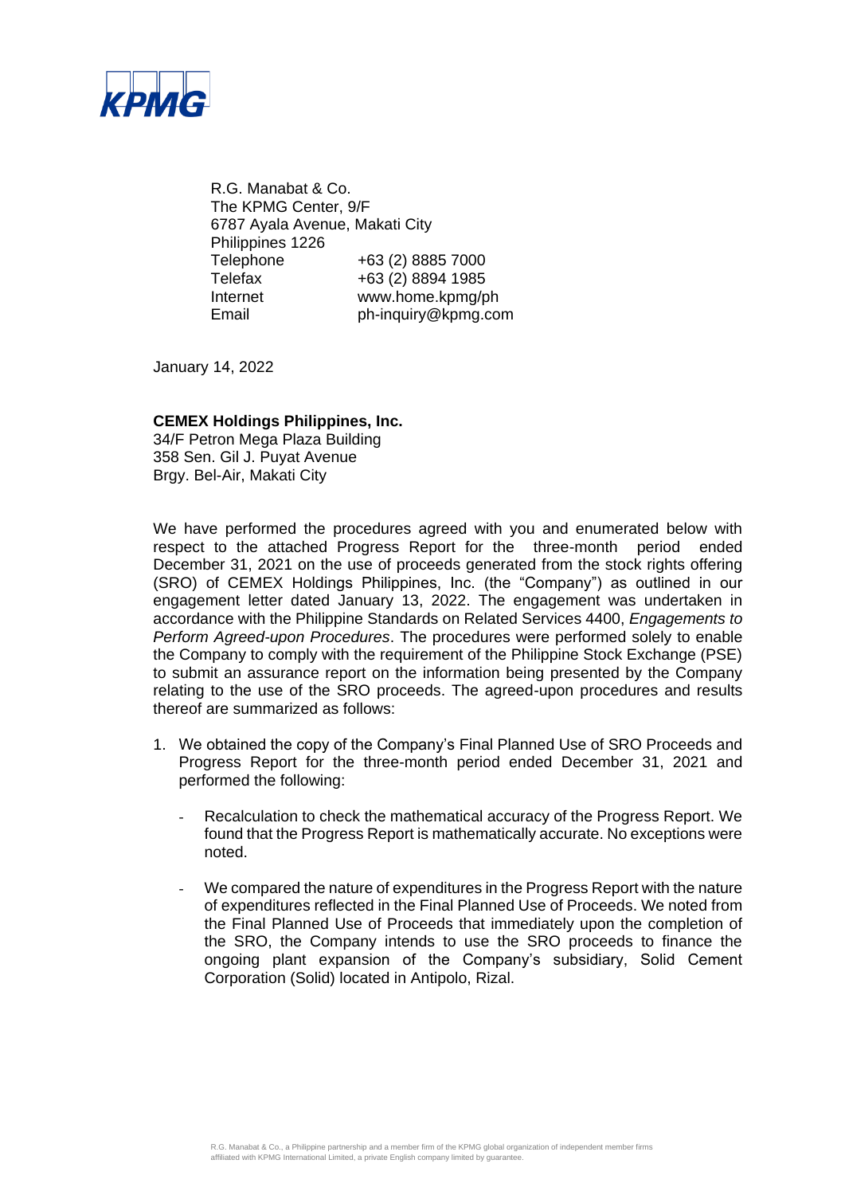R.G. Manabat & Co.
The KPMG Center, 9/F
6787 Ayala Avenue, Makati City
Philippines 1226

| | |
|---|---|
| Telephone | +63 (2) 8885 7000 |
| Telefax | +63 (2) 8894 1985 |
| Internet | www.home.kpmg/ph |
| Email | ph-inquiry@kpmg.com |

January 14, 2022

**CEMEX Holdings Philippines, Inc.**
34/F Petron Mega Plaza Building
358 Sen. Gil J. Puyat Avenue
Brgy. Bel-Air, Makati City

We have performed the procedures agreed with you and enumerated below with respect to the attached Progress Report for the three-month period ended December 31, 2021 on the use of proceeds generated from the stock rights offering (SRO) of CEMEX Holdings Philippines, Inc. (the "Company") as outlined in our engagement letter dated January 13, 2022. The engagement was undertaken in accordance with the Philippine Standards on Related Services 4400, *Engagements to Perform Agreed-upon Procedures*. The procedures were performed solely to enable the Company to comply with the requirement of the Philippine Stock Exchange (PSE) to submit an assurance report on the information being presented by the Company relating to the use of the SRO proceeds. The agreed-upon procedures and results thereof are summarized as follows:

1. We obtained the copy of the Company's Final Planned Use of SRO Proceeds and Progress Report for the three-month period ended December 31, 2021 and performed the following:

   - Recalculation to check the mathematical accuracy of the Progress Report. We found that the Progress Report is mathematically accurate. No exceptions were noted.

   - We compared the nature of expenditures in the Progress Report with the nature of expenditures reflected in the Final Planned Use of Proceeds. We noted from the Final Planned Use of Proceeds that immediately upon the completion of the SRO, the Company intends to use the SRO proceeds to finance the ongoing plant expansion of the Company's subsidiary, Solid Cement Corporation (Solid) located in Antipolo, Rizal.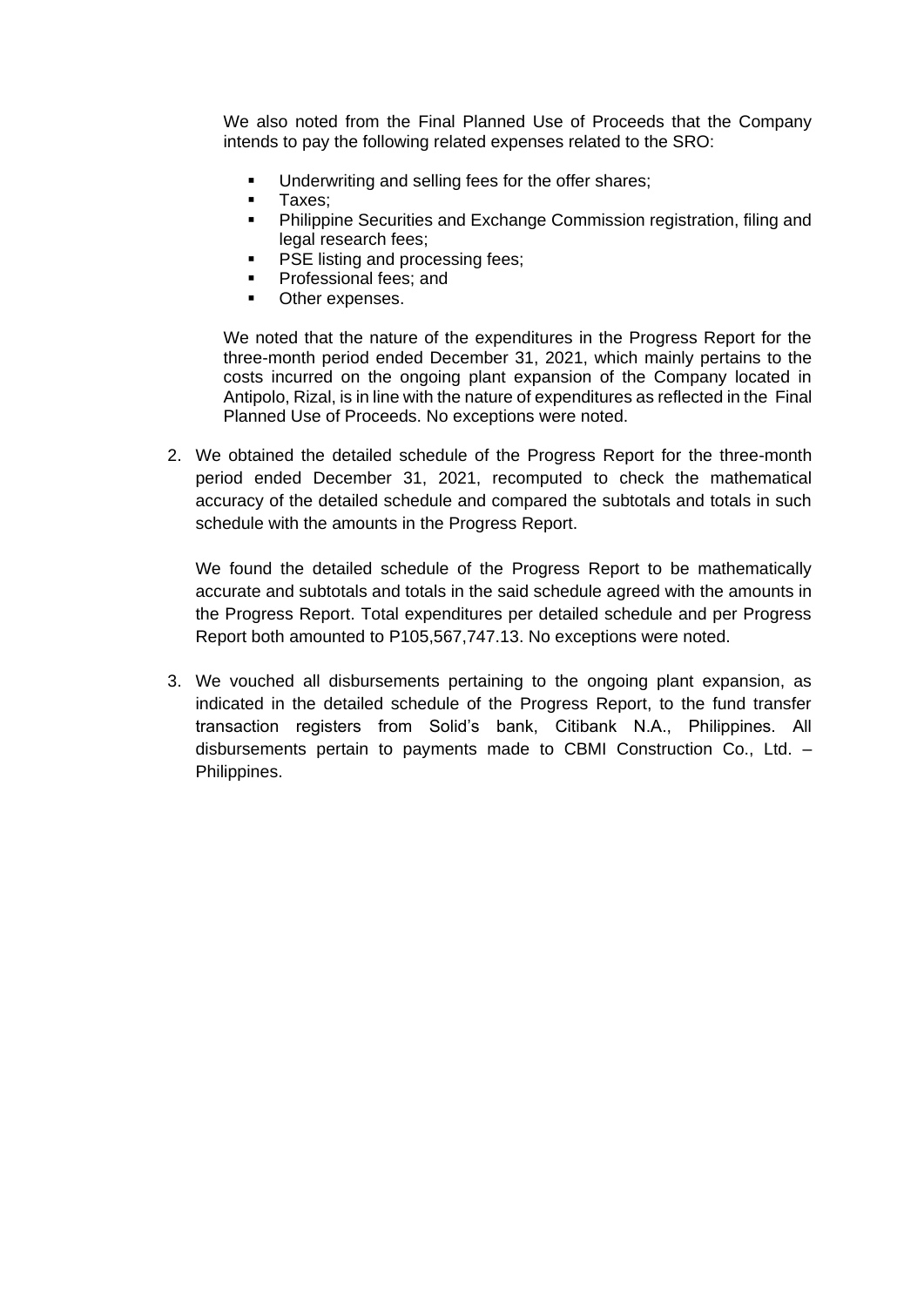We also noted from the Final Planned Use of Proceeds that the Company intends to pay the following related expenses related to the SRO:

- Underwriting and selling fees for the offer shares;
- Taxes;
- Philippine Securities and Exchange Commission registration, filing and legal research fees;
- PSE listing and processing fees;
- Professional fees; and
- Other expenses.

We noted that the nature of the expenditures in the Progress Report for the three-month period ended December 31, 2021, which mainly pertains to the costs incurred on the ongoing plant expansion of the Company located in Antipolo, Rizal, is in line with the nature of expenditures as reflected in the Final Planned Use of Proceeds. No exceptions were noted.

2. We obtained the detailed schedule of the Progress Report for the three-month period ended December 31, 2021, recomputed to check the mathematical accuracy of the detailed schedule and compared the subtotals and totals in such schedule with the amounts in the Progress Report.

   We found the detailed schedule of the Progress Report to be mathematically accurate and subtotals and totals in the said schedule agreed with the amounts in the Progress Report. Total expenditures per detailed schedule and per Progress Report both amounted to P105,567,747.13. No exceptions were noted.

3. We vouched all disbursements pertaining to the ongoing plant expansion, as indicated in the detailed schedule of the Progress Report, to the fund transfer transaction registers from Solid's bank, Citibank N.A., Philippines. All disbursements pertain to payments made to CBMI Construction Co., Ltd. – Philippines.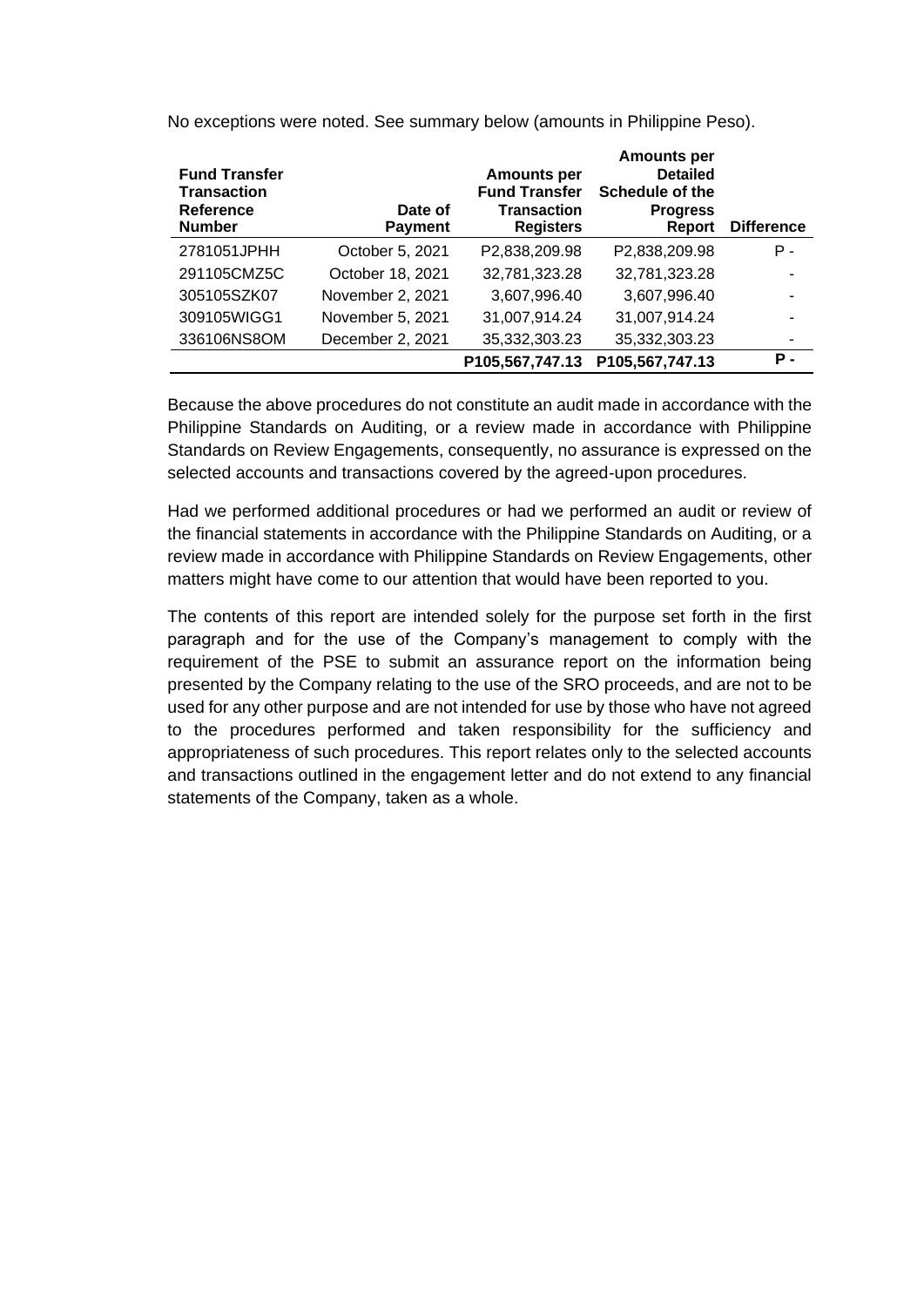No exceptions were noted. See summary below (amounts in Philippine Peso).

| Fund Transfer Transaction Reference Number | Date of Payment | Amounts per Fund Transfer Transaction Registers | Amounts per Detailed Schedule of the Progress Report | Difference |
|---|---|---|---|---|
| 2781051JPHH | October 5, 2021 | P2,838,209.98 | P2,838,209.98 | P - |
| 291105CMZ5C | October 18, 2021 | 32,781,323.28 | 32,781,323.28 | - |
| 305105SZK07 | November 2, 2021 | 3,607,996.40 | 3,607,996.40 | - |
| 309105WIGG1 | November 5, 2021 | 31,007,914.24 | 31,007,914.24 | - |
| 336106NS8OM | December 2, 2021 | 35,332,303.23 | 35,332,303.23 | - |
| | | **P105,567,747.13** | **P105,567,747.13** | **P -** |

Because the above procedures do not constitute an audit made in accordance with the Philippine Standards on Auditing, or a review made in accordance with Philippine Standards on Review Engagements, consequently, no assurance is expressed on the selected accounts and transactions covered by the agreed-upon procedures.

Had we performed additional procedures or had we performed an audit or review of the financial statements in accordance with the Philippine Standards on Auditing, or a review made in accordance with Philippine Standards on Review Engagements, other matters might have come to our attention that would have been reported to you.

The contents of this report are intended solely for the purpose set forth in the first paragraph and for the use of the Company's management to comply with the requirement of the PSE to submit an assurance report on the information being presented by the Company relating to the use of the SRO proceeds, and are not to be used for any other purpose and are not intended for use by those who have not agreed to the procedures performed and taken responsibility for the sufficiency and appropriateness of such procedures. This report relates only to the selected accounts and transactions outlined in the engagement letter and do not extend to any financial statements of the Company, taken as a whole.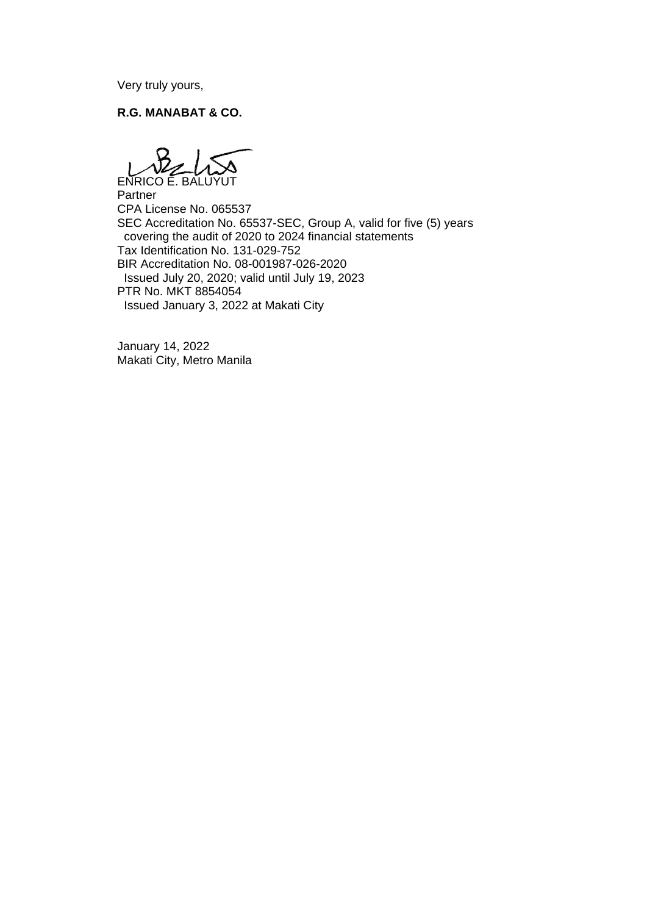Very truly yours,

**R.G. MANABAT & CO.**

ENRICO E. BALUYUT
Partner
CPA License No. 065537
SEC Accreditation No. 65537-SEC, Group A, valid for five (5) years
covering the audit of 2020 to 2024 financial statements
Tax Identification No. 131-029-752
BIR Accreditation No. 08-001987-026-2020
Issued July 20, 2020; valid until July 19, 2023
PTR No. MKT 8854054
Issued January 3, 2022 at Makati City

January 14, 2022
Makati City, Metro Manila